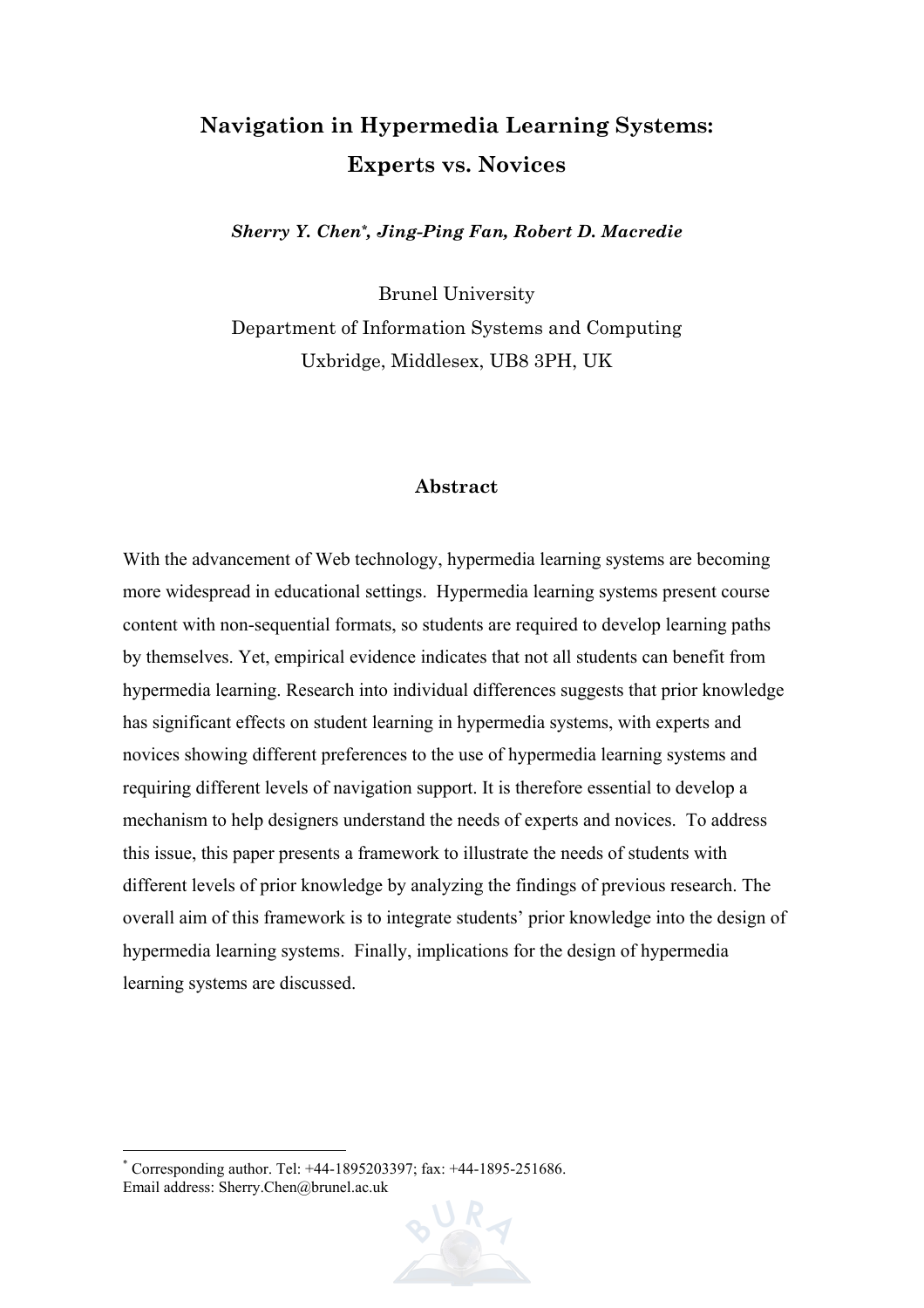# Navigation in Hypermedia Learning Systems: Experts vs. Novices

***Sherry Y. Chen*, Jing-Ping Fan, Robert D. Macredie***

Brunel University
Department of Information Systems and Computing
Uxbridge, Middlesex, UB8 3PH, UK

## Abstract

With the advancement of Web technology, hypermedia learning systems are becoming more widespread in educational settings. Hypermedia learning systems present course content with non-sequential formats, so students are required to develop learning paths by themselves. Yet, empirical evidence indicates that not all students can benefit from hypermedia learning. Research into individual differences suggests that prior knowledge has significant effects on student learning in hypermedia systems, with experts and novices showing different preferences to the use of hypermedia learning systems and requiring different levels of navigation support. It is therefore essential to develop a mechanism to help designers understand the needs of experts and novices. To address this issue, this paper presents a framework to illustrate the needs of students with different levels of prior knowledge by analyzing the findings of previous research. The overall aim of this framework is to integrate students' prior knowledge into the design of hypermedia learning systems. Finally, implications for the design of hypermedia learning systems are discussed.

---

* Corresponding author. Tel: +44-1895203397; fax: +44-1895-251686.
Email address: Sherry.Chen@brunel.ac.uk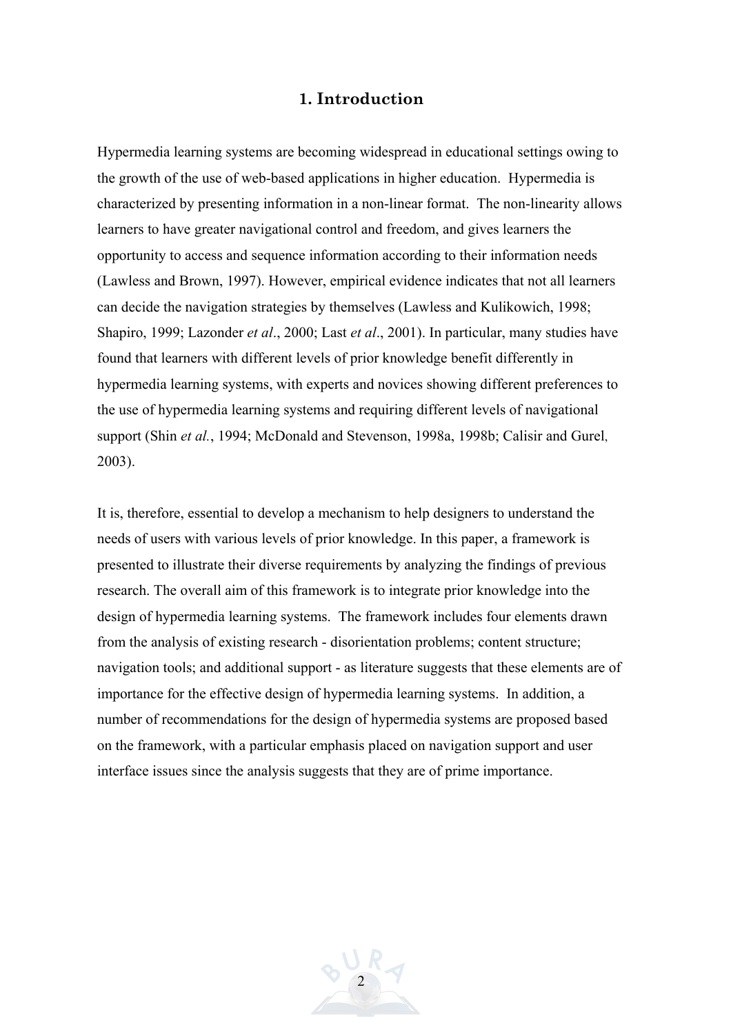## 1. Introduction

Hypermedia learning systems are becoming widespread in educational settings owing to the growth of the use of web-based applications in higher education. Hypermedia is characterized by presenting information in a non-linear format. The non-linearity allows learners to have greater navigational control and freedom, and gives learners the opportunity to access and sequence information according to their information needs (Lawless and Brown, 1997). However, empirical evidence indicates that not all learners can decide the navigation strategies by themselves (Lawless and Kulikowich, 1998; Shapiro, 1999; Lazonder *et al*., 2000; Last *et al*., 2001). In particular, many studies have found that learners with different levels of prior knowledge benefit differently in hypermedia learning systems, with experts and novices showing different preferences to the use of hypermedia learning systems and requiring different levels of navigational support (Shin *et al.*, 1994; McDonald and Stevenson, 1998a, 1998b; Calisir and Gurel, 2003).

It is, therefore, essential to develop a mechanism to help designers to understand the needs of users with various levels of prior knowledge. In this paper, a framework is presented to illustrate their diverse requirements by analyzing the findings of previous research. The overall aim of this framework is to integrate prior knowledge into the design of hypermedia learning systems. The framework includes four elements drawn from the analysis of existing research - disorientation problems; content structure; navigation tools; and additional support - as literature suggests that these elements are of importance for the effective design of hypermedia learning systems. In addition, a number of recommendations for the design of hypermedia systems are proposed based on the framework, with a particular emphasis placed on navigation support and user interface issues since the analysis suggests that they are of prime importance.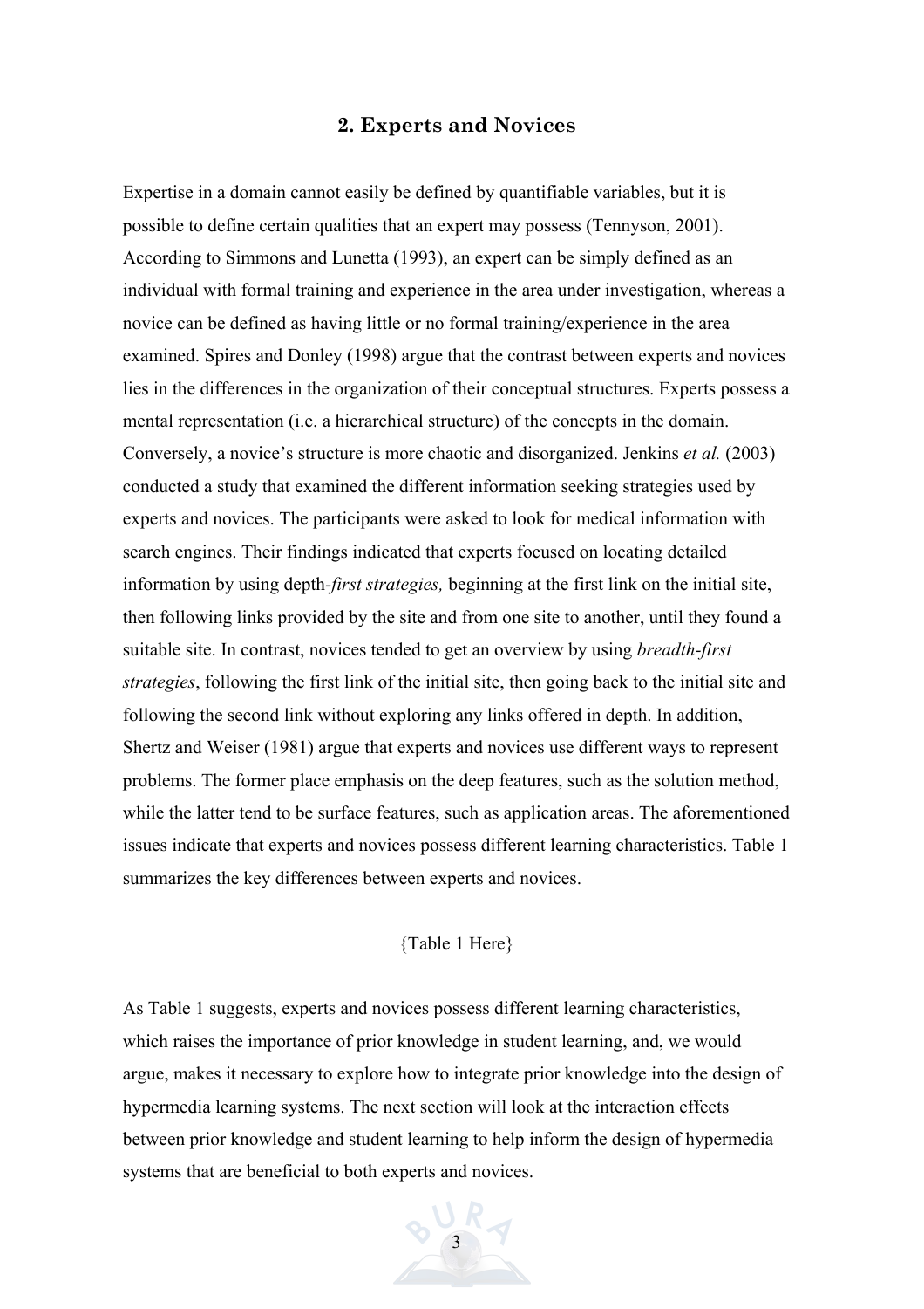## 2. Experts and Novices

Expertise in a domain cannot easily be defined by quantifiable variables, but it is possible to define certain qualities that an expert may possess (Tennyson, 2001). According to Simmons and Lunetta (1993), an expert can be simply defined as an individual with formal training and experience in the area under investigation, whereas a novice can be defined as having little or no formal training/experience in the area examined. Spires and Donley (1998) argue that the contrast between experts and novices lies in the differences in the organization of their conceptual structures. Experts possess a mental representation (i.e. a hierarchical structure) of the concepts in the domain. Conversely, a novice's structure is more chaotic and disorganized. Jenkins *et al.* (2003) conducted a study that examined the different information seeking strategies used by experts and novices. The participants were asked to look for medical information with search engines. Their findings indicated that experts focused on locating detailed information by using depth-*first strategies,* beginning at the first link on the initial site, then following links provided by the site and from one site to another, until they found a suitable site. In contrast, novices tended to get an overview by using *breadth-first strategies*, following the first link of the initial site, then going back to the initial site and following the second link without exploring any links offered in depth. In addition, Shertz and Weiser (1981) argue that experts and novices use different ways to represent problems. The former place emphasis on the deep features, such as the solution method, while the latter tend to be surface features, such as application areas. The aforementioned issues indicate that experts and novices possess different learning characteristics. Table 1 summarizes the key differences between experts and novices.

{Table 1 Here}

As Table 1 suggests, experts and novices possess different learning characteristics, which raises the importance of prior knowledge in student learning, and, we would argue, makes it necessary to explore how to integrate prior knowledge into the design of hypermedia learning systems. The next section will look at the interaction effects between prior knowledge and student learning to help inform the design of hypermedia systems that are beneficial to both experts and novices.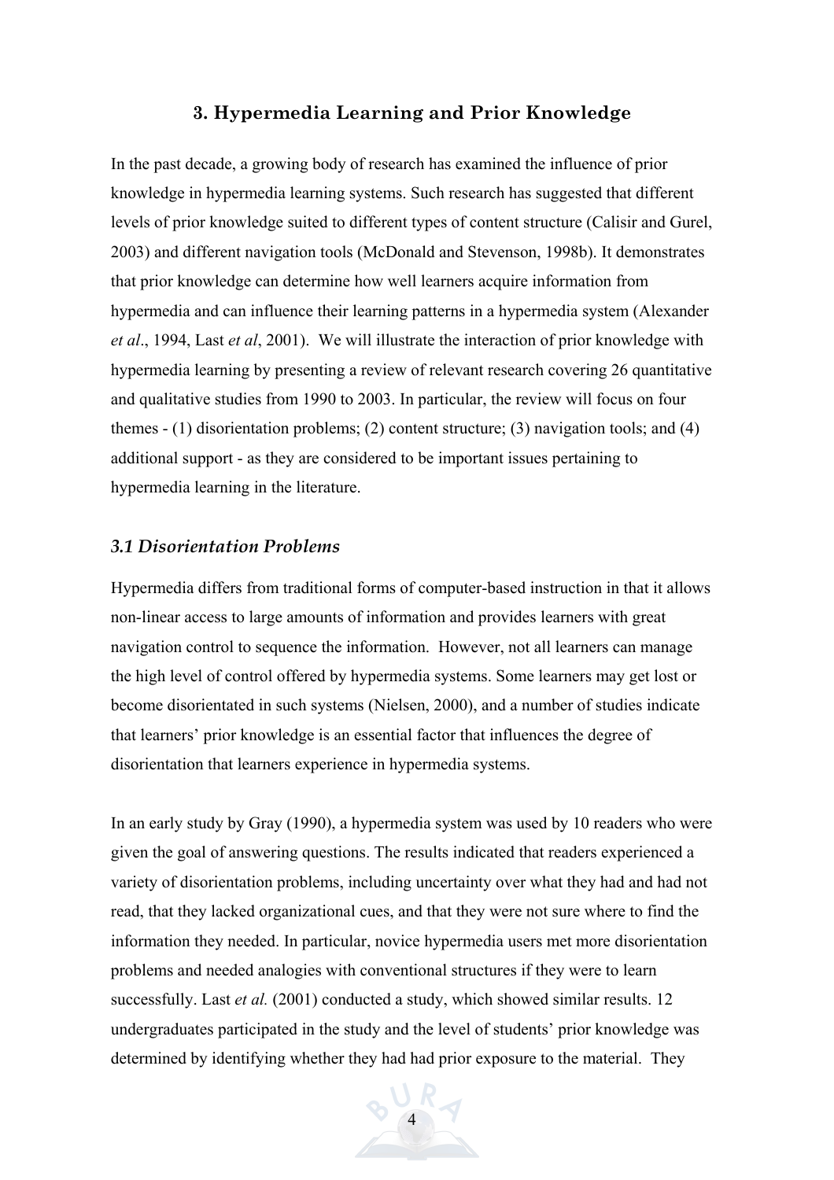## 3. Hypermedia Learning and Prior Knowledge

In the past decade, a growing body of research has examined the influence of prior knowledge in hypermedia learning systems. Such research has suggested that different levels of prior knowledge suited to different types of content structure (Calisir and Gurel, 2003) and different navigation tools (McDonald and Stevenson, 1998b). It demonstrates that prior knowledge can determine how well learners acquire information from hypermedia and can influence their learning patterns in a hypermedia system (Alexander *et al*., 1994, Last *et al*, 2001). We will illustrate the interaction of prior knowledge with hypermedia learning by presenting a review of relevant research covering 26 quantitative and qualitative studies from 1990 to 2003. In particular, the review will focus on four themes - (1) disorientation problems; (2) content structure; (3) navigation tools; and (4) additional support - as they are considered to be important issues pertaining to hypermedia learning in the literature.

### *3.1 Disorientation Problems*

Hypermedia differs from traditional forms of computer-based instruction in that it allows non-linear access to large amounts of information and provides learners with great navigation control to sequence the information. However, not all learners can manage the high level of control offered by hypermedia systems. Some learners may get lost or become disorientated in such systems (Nielsen, 2000), and a number of studies indicate that learners' prior knowledge is an essential factor that influences the degree of disorientation that learners experience in hypermedia systems.

In an early study by Gray (1990), a hypermedia system was used by 10 readers who were given the goal of answering questions. The results indicated that readers experienced a variety of disorientation problems, including uncertainty over what they had and had not read, that they lacked organizational cues, and that they were not sure where to find the information they needed. In particular, novice hypermedia users met more disorientation problems and needed analogies with conventional structures if they were to learn successfully. Last *et al.* (2001) conducted a study, which showed similar results. 12 undergraduates participated in the study and the level of students' prior knowledge was determined by identifying whether they had had prior exposure to the material. They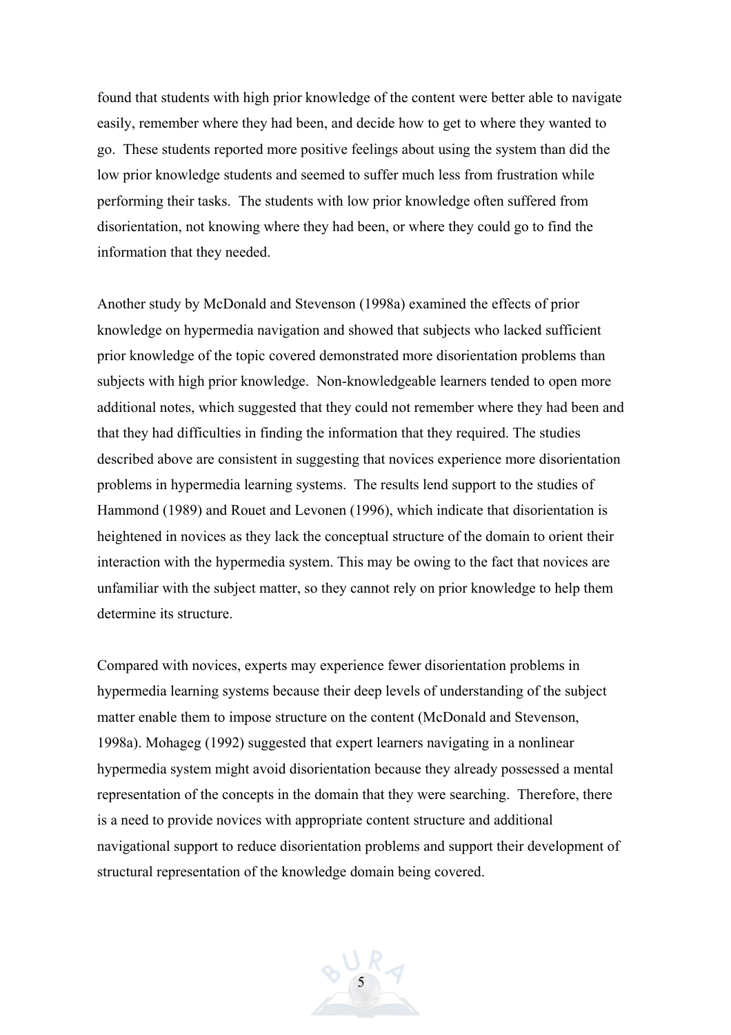found that students with high prior knowledge of the content were better able to navigate easily, remember where they had been, and decide how to get to where they wanted to go. These students reported more positive feelings about using the system than did the low prior knowledge students and seemed to suffer much less from frustration while performing their tasks. The students with low prior knowledge often suffered from disorientation, not knowing where they had been, or where they could go to find the information that they needed.

Another study by McDonald and Stevenson (1998a) examined the effects of prior knowledge on hypermedia navigation and showed that subjects who lacked sufficient prior knowledge of the topic covered demonstrated more disorientation problems than subjects with high prior knowledge. Non-knowledgeable learners tended to open more additional notes, which suggested that they could not remember where they had been and that they had difficulties in finding the information that they required. The studies described above are consistent in suggesting that novices experience more disorientation problems in hypermedia learning systems. The results lend support to the studies of Hammond (1989) and Rouet and Levonen (1996), which indicate that disorientation is heightened in novices as they lack the conceptual structure of the domain to orient their interaction with the hypermedia system. This may be owing to the fact that novices are unfamiliar with the subject matter, so they cannot rely on prior knowledge to help them determine its structure.

Compared with novices, experts may experience fewer disorientation problems in hypermedia learning systems because their deep levels of understanding of the subject matter enable them to impose structure on the content (McDonald and Stevenson, 1998a). Mohageg (1992) suggested that expert learners navigating in a nonlinear hypermedia system might avoid disorientation because they already possessed a mental representation of the concepts in the domain that they were searching. Therefore, there is a need to provide novices with appropriate content structure and additional navigational support to reduce disorientation problems and support their development of structural representation of the knowledge domain being covered.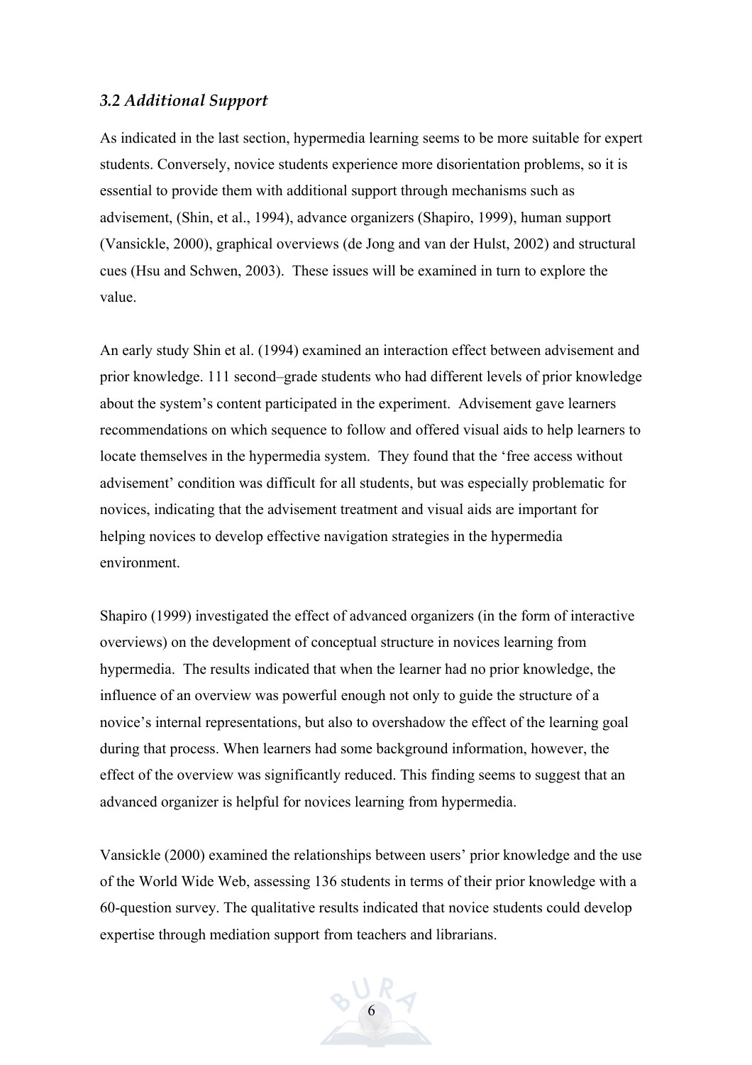### *3.2 Additional Support*

As indicated in the last section, hypermedia learning seems to be more suitable for expert students. Conversely, novice students experience more disorientation problems, so it is essential to provide them with additional support through mechanisms such as advisement, (Shin, et al., 1994), advance organizers (Shapiro, 1999), human support (Vansickle, 2000), graphical overviews (de Jong and van der Hulst, 2002) and structural cues (Hsu and Schwen, 2003). These issues will be examined in turn to explore the value.

An early study Shin et al. (1994) examined an interaction effect between advisement and prior knowledge. 111 second–grade students who had different levels of prior knowledge about the system's content participated in the experiment. Advisement gave learners recommendations on which sequence to follow and offered visual aids to help learners to locate themselves in the hypermedia system. They found that the 'free access without advisement' condition was difficult for all students, but was especially problematic for novices, indicating that the advisement treatment and visual aids are important for helping novices to develop effective navigation strategies in the hypermedia environment.

Shapiro (1999) investigated the effect of advanced organizers (in the form of interactive overviews) on the development of conceptual structure in novices learning from hypermedia. The results indicated that when the learner had no prior knowledge, the influence of an overview was powerful enough not only to guide the structure of a novice's internal representations, but also to overshadow the effect of the learning goal during that process. When learners had some background information, however, the effect of the overview was significantly reduced. This finding seems to suggest that an advanced organizer is helpful for novices learning from hypermedia.

Vansickle (2000) examined the relationships between users' prior knowledge and the use of the World Wide Web, assessing 136 students in terms of their prior knowledge with a 60-question survey. The qualitative results indicated that novice students could develop expertise through mediation support from teachers and librarians.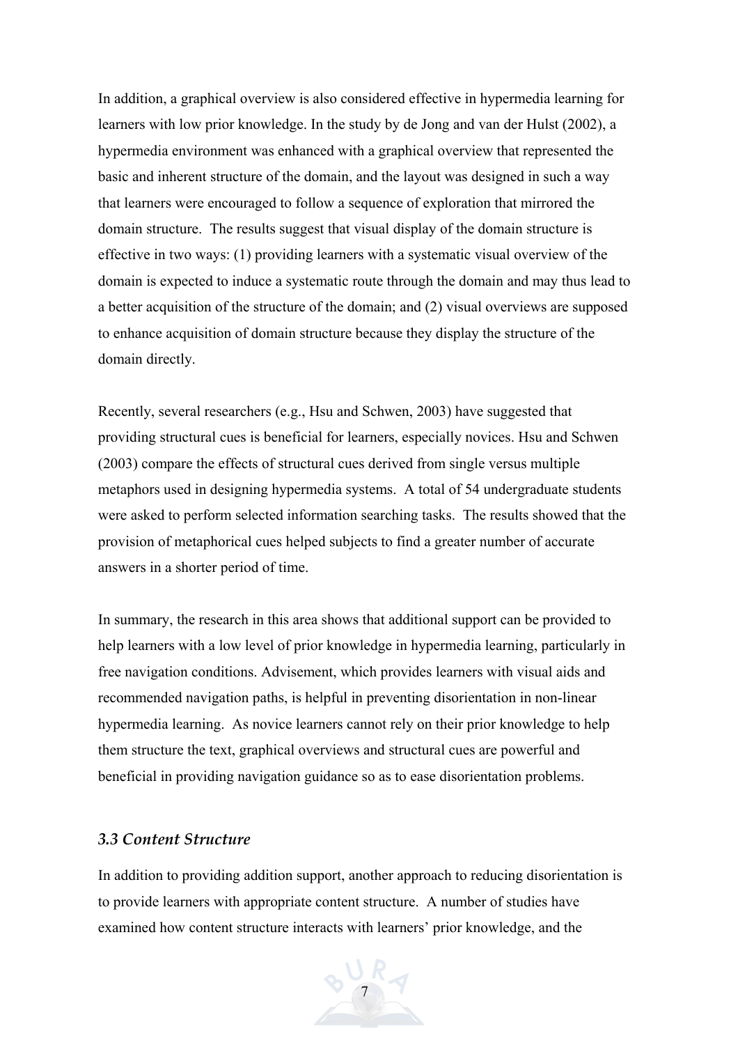In addition, a graphical overview is also considered effective in hypermedia learning for learners with low prior knowledge. In the study by de Jong and van der Hulst (2002), a hypermedia environment was enhanced with a graphical overview that represented the basic and inherent structure of the domain, and the layout was designed in such a way that learners were encouraged to follow a sequence of exploration that mirrored the domain structure. The results suggest that visual display of the domain structure is effective in two ways: (1) providing learners with a systematic visual overview of the domain is expected to induce a systematic route through the domain and may thus lead to a better acquisition of the structure of the domain; and (2) visual overviews are supposed to enhance acquisition of domain structure because they display the structure of the domain directly.

Recently, several researchers (e.g., Hsu and Schwen, 2003) have suggested that providing structural cues is beneficial for learners, especially novices. Hsu and Schwen (2003) compare the effects of structural cues derived from single versus multiple metaphors used in designing hypermedia systems. A total of 54 undergraduate students were asked to perform selected information searching tasks. The results showed that the provision of metaphorical cues helped subjects to find a greater number of accurate answers in a shorter period of time.

In summary, the research in this area shows that additional support can be provided to help learners with a low level of prior knowledge in hypermedia learning, particularly in free navigation conditions. Advisement, which provides learners with visual aids and recommended navigation paths, is helpful in preventing disorientation in non-linear hypermedia learning. As novice learners cannot rely on their prior knowledge to help them structure the text, graphical overviews and structural cues are powerful and beneficial in providing navigation guidance so as to ease disorientation problems.

### *3.3 Content Structure*

In addition to providing addition support, another approach to reducing disorientation is to provide learners with appropriate content structure. A number of studies have examined how content structure interacts with learners' prior knowledge, and the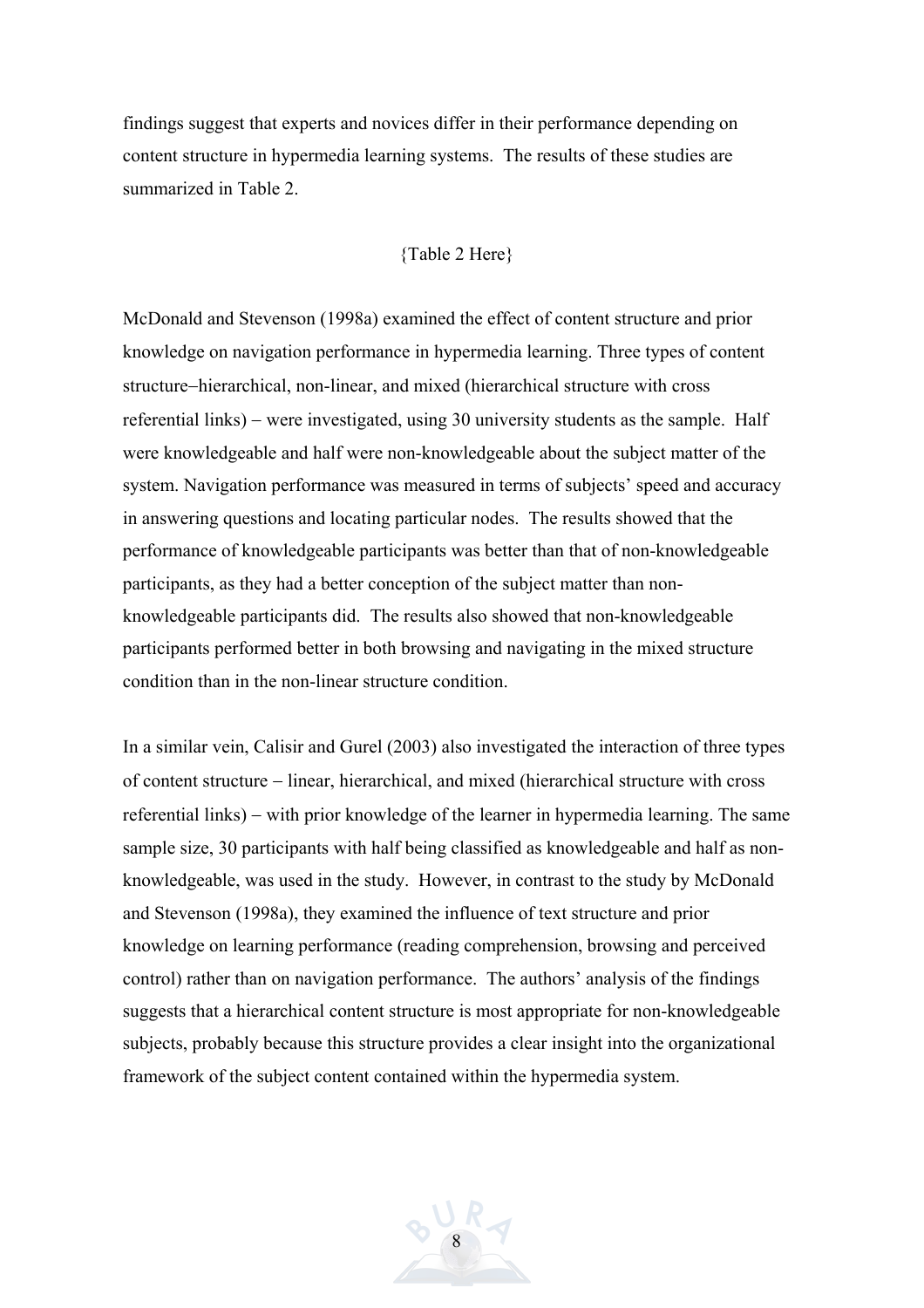findings suggest that experts and novices differ in their performance depending on content structure in hypermedia learning systems. The results of these studies are summarized in Table 2.

{Table 2 Here}

McDonald and Stevenson (1998a) examined the effect of content structure and prior knowledge on navigation performance in hypermedia learning. Three types of content structure–hierarchical, non-linear, and mixed (hierarchical structure with cross referential links) – were investigated, using 30 university students as the sample. Half were knowledgeable and half were non-knowledgeable about the subject matter of the system. Navigation performance was measured in terms of subjects' speed and accuracy in answering questions and locating particular nodes. The results showed that the performance of knowledgeable participants was better than that of non-knowledgeable participants, as they had a better conception of the subject matter than non-knowledgeable participants did. The results also showed that non-knowledgeable participants performed better in both browsing and navigating in the mixed structure condition than in the non-linear structure condition.

In a similar vein, Calisir and Gurel (2003) also investigated the interaction of three types of content structure – linear, hierarchical, and mixed (hierarchical structure with cross referential links) – with prior knowledge of the learner in hypermedia learning. The same sample size, 30 participants with half being classified as knowledgeable and half as non-knowledgeable, was used in the study. However, in contrast to the study by McDonald and Stevenson (1998a), they examined the influence of text structure and prior knowledge on learning performance (reading comprehension, browsing and perceived control) rather than on navigation performance. The authors' analysis of the findings suggests that a hierarchical content structure is most appropriate for non-knowledgeable subjects, probably because this structure provides a clear insight into the organizational framework of the subject content contained within the hypermedia system.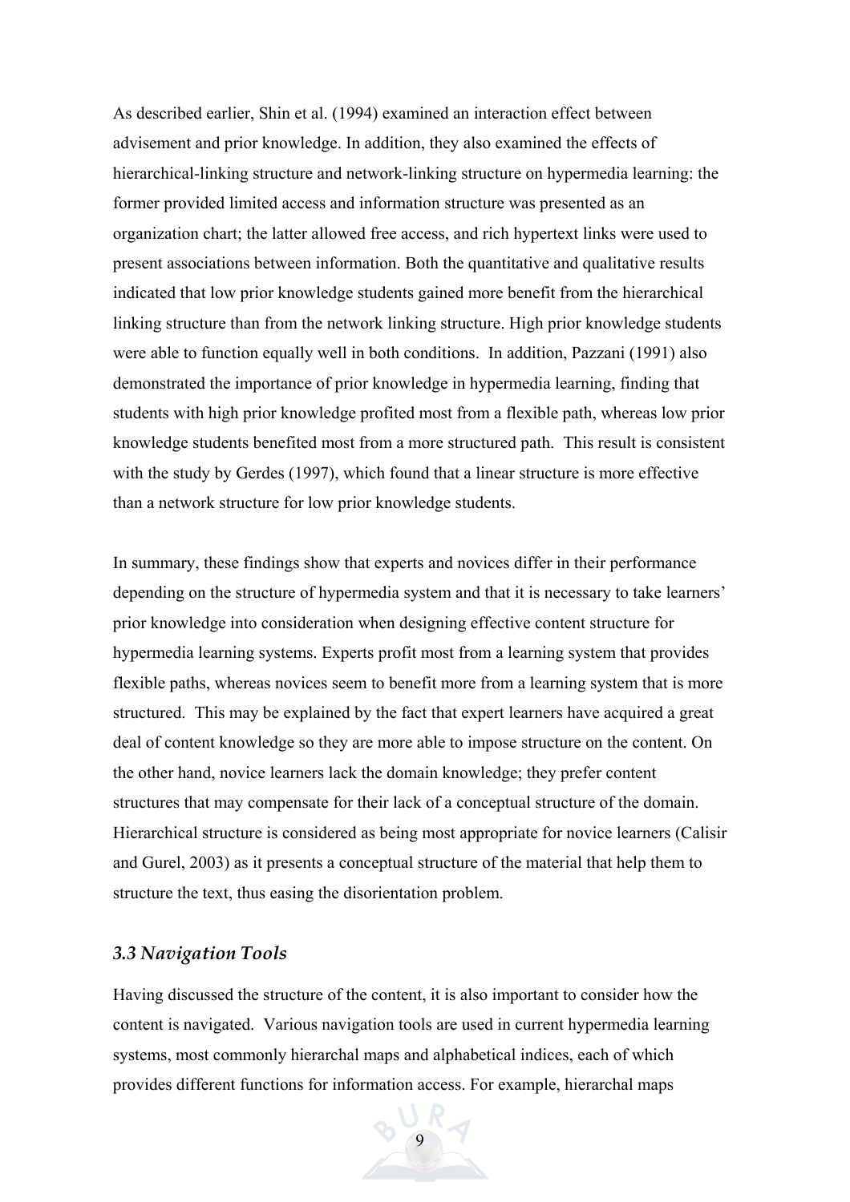As described earlier, Shin et al. (1994) examined an interaction effect between advisement and prior knowledge. In addition, they also examined the effects of hierarchical-linking structure and network-linking structure on hypermedia learning: the former provided limited access and information structure was presented as an organization chart; the latter allowed free access, and rich hypertext links were used to present associations between information. Both the quantitative and qualitative results indicated that low prior knowledge students gained more benefit from the hierarchical linking structure than from the network linking structure. High prior knowledge students were able to function equally well in both conditions. In addition, Pazzani (1991) also demonstrated the importance of prior knowledge in hypermedia learning, finding that students with high prior knowledge profited most from a flexible path, whereas low prior knowledge students benefited most from a more structured path. This result is consistent with the study by Gerdes (1997), which found that a linear structure is more effective than a network structure for low prior knowledge students.

In summary, these findings show that experts and novices differ in their performance depending on the structure of hypermedia system and that it is necessary to take learners' prior knowledge into consideration when designing effective content structure for hypermedia learning systems. Experts profit most from a learning system that provides flexible paths, whereas novices seem to benefit more from a learning system that is more structured. This may be explained by the fact that expert learners have acquired a great deal of content knowledge so they are more able to impose structure on the content. On the other hand, novice learners lack the domain knowledge; they prefer content structures that may compensate for their lack of a conceptual structure of the domain. Hierarchical structure is considered as being most appropriate for novice learners (Calisir and Gurel, 2003) as it presents a conceptual structure of the material that help them to structure the text, thus easing the disorientation problem.

### *3.3 Navigation Tools*

Having discussed the structure of the content, it is also important to consider how the content is navigated. Various navigation tools are used in current hypermedia learning systems, most commonly hierarchal maps and alphabetical indices, each of which provides different functions for information access. For example, hierarchal maps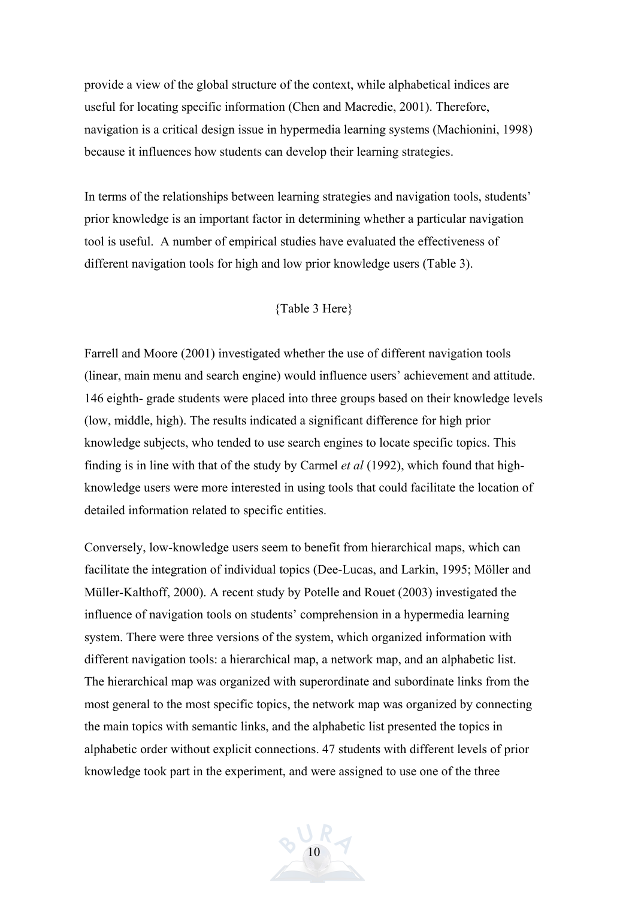provide a view of the global structure of the context, while alphabetical indices are useful for locating specific information (Chen and Macredie, 2001). Therefore, navigation is a critical design issue in hypermedia learning systems (Machionini, 1998) because it influences how students can develop their learning strategies.

In terms of the relationships between learning strategies and navigation tools, students' prior knowledge is an important factor in determining whether a particular navigation tool is useful. A number of empirical studies have evaluated the effectiveness of different navigation tools for high and low prior knowledge users (Table 3).

{Table 3 Here}

Farrell and Moore (2001) investigated whether the use of different navigation tools (linear, main menu and search engine) would influence users' achievement and attitude. 146 eighth- grade students were placed into three groups based on their knowledge levels (low, middle, high). The results indicated a significant difference for high prior knowledge subjects, who tended to use search engines to locate specific topics. This finding is in line with that of the study by Carmel *et al* (1992), which found that high-knowledge users were more interested in using tools that could facilitate the location of detailed information related to specific entities.

Conversely, low-knowledge users seem to benefit from hierarchical maps, which can facilitate the integration of individual topics (Dee-Lucas, and Larkin, 1995; Möller and Müller-Kalthoff, 2000). A recent study by Potelle and Rouet (2003) investigated the influence of navigation tools on students' comprehension in a hypermedia learning system. There were three versions of the system, which organized information with different navigation tools: a hierarchical map, a network map, and an alphabetic list. The hierarchical map was organized with superordinate and subordinate links from the most general to the most specific topics, the network map was organized by connecting the main topics with semantic links, and the alphabetic list presented the topics in alphabetic order without explicit connections. 47 students with different levels of prior knowledge took part in the experiment, and were assigned to use one of the three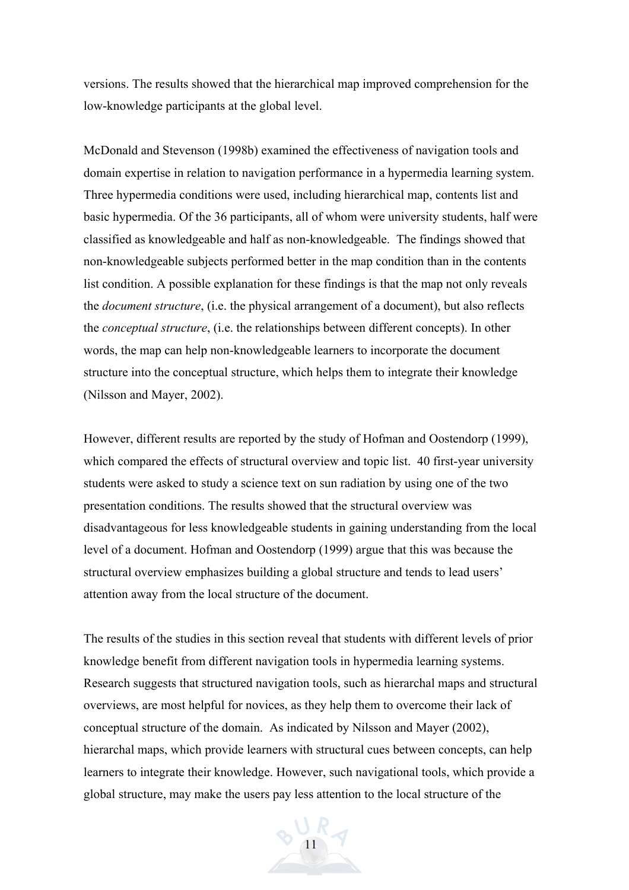versions. The results showed that the hierarchical map improved comprehension for the low-knowledge participants at the global level.

McDonald and Stevenson (1998b) examined the effectiveness of navigation tools and domain expertise in relation to navigation performance in a hypermedia learning system. Three hypermedia conditions were used, including hierarchical map, contents list and basic hypermedia. Of the 36 participants, all of whom were university students, half were classified as knowledgeable and half as non-knowledgeable. The findings showed that non-knowledgeable subjects performed better in the map condition than in the contents list condition. A possible explanation for these findings is that the map not only reveals the *document structure*, (i.e. the physical arrangement of a document), but also reflects the *conceptual structure*, (i.e. the relationships between different concepts). In other words, the map can help non-knowledgeable learners to incorporate the document structure into the conceptual structure, which helps them to integrate their knowledge (Nilsson and Mayer, 2002).

However, different results are reported by the study of Hofman and Oostendorp (1999), which compared the effects of structural overview and topic list. 40 first-year university students were asked to study a science text on sun radiation by using one of the two presentation conditions. The results showed that the structural overview was disadvantageous for less knowledgeable students in gaining understanding from the local level of a document. Hofman and Oostendorp (1999) argue that this was because the structural overview emphasizes building a global structure and tends to lead users' attention away from the local structure of the document.

The results of the studies in this section reveal that students with different levels of prior knowledge benefit from different navigation tools in hypermedia learning systems. Research suggests that structured navigation tools, such as hierarchal maps and structural overviews, are most helpful for novices, as they help them to overcome their lack of conceptual structure of the domain. As indicated by Nilsson and Mayer (2002), hierarchal maps, which provide learners with structural cues between concepts, can help learners to integrate their knowledge. However, such navigational tools, which provide a global structure, may make the users pay less attention to the local structure of the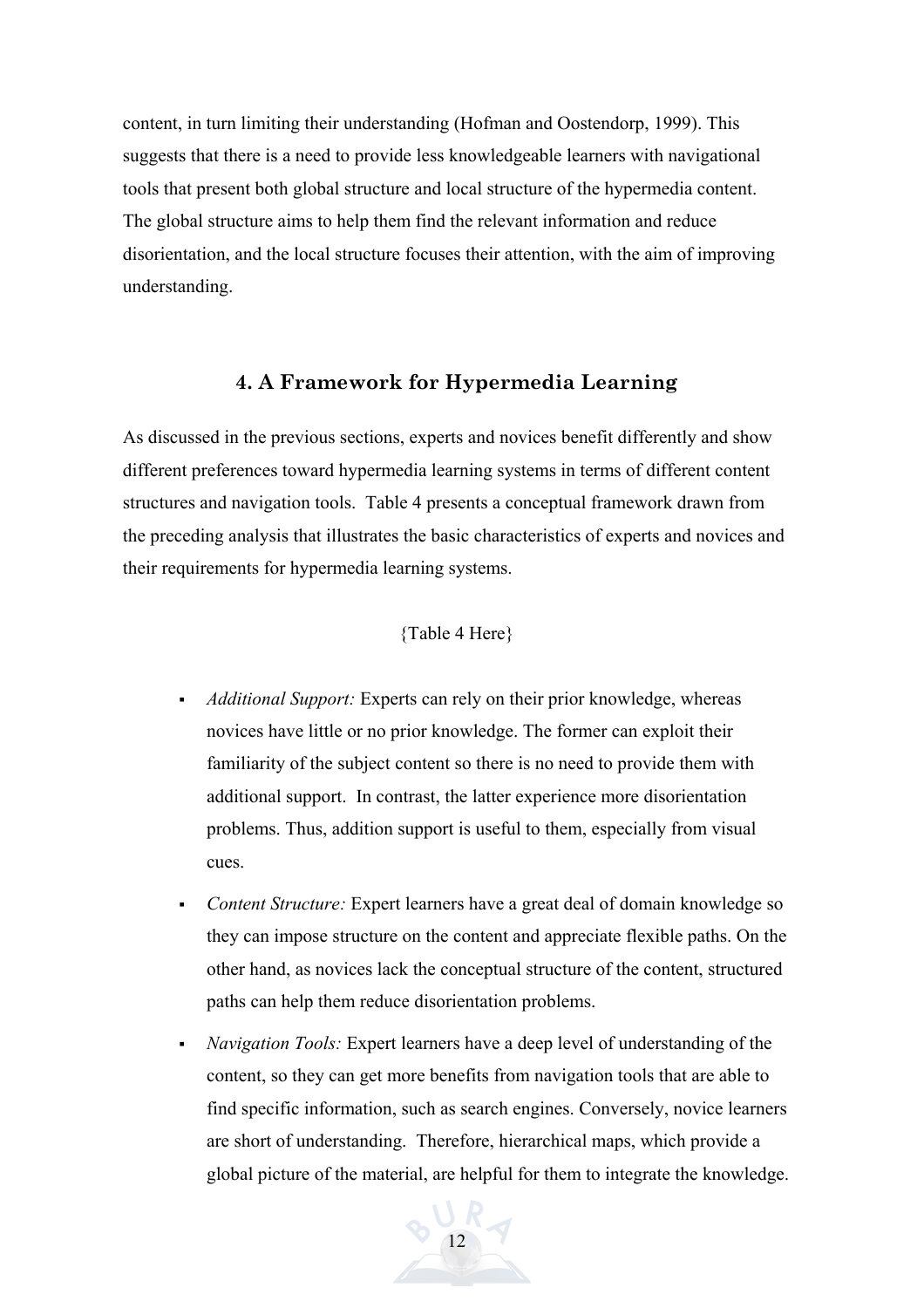content, in turn limiting their understanding (Hofman and Oostendorp, 1999). This suggests that there is a need to provide less knowledgeable learners with navigational tools that present both global structure and local structure of the hypermedia content. The global structure aims to help them find the relevant information and reduce disorientation, and the local structure focuses their attention, with the aim of improving understanding.

## 4. A Framework for Hypermedia Learning

As discussed in the previous sections, experts and novices benefit differently and show different preferences toward hypermedia learning systems in terms of different content structures and navigation tools. Table 4 presents a conceptual framework drawn from the preceding analysis that illustrates the basic characteristics of experts and novices and their requirements for hypermedia learning systems.

{Table 4 Here}

- *Additional Support:* Experts can rely on their prior knowledge, whereas novices have little or no prior knowledge. The former can exploit their familiarity of the subject content so there is no need to provide them with additional support. In contrast, the latter experience more disorientation problems. Thus, addition support is useful to them, especially from visual cues.
- *Content Structure:* Expert learners have a great deal of domain knowledge so they can impose structure on the content and appreciate flexible paths. On the other hand, as novices lack the conceptual structure of the content, structured paths can help them reduce disorientation problems.
- *Navigation Tools:* Expert learners have a deep level of understanding of the content, so they can get more benefits from navigation tools that are able to find specific information, such as search engines. Conversely, novice learners are short of understanding. Therefore, hierarchical maps, which provide a global picture of the material, are helpful for them to integrate the knowledge.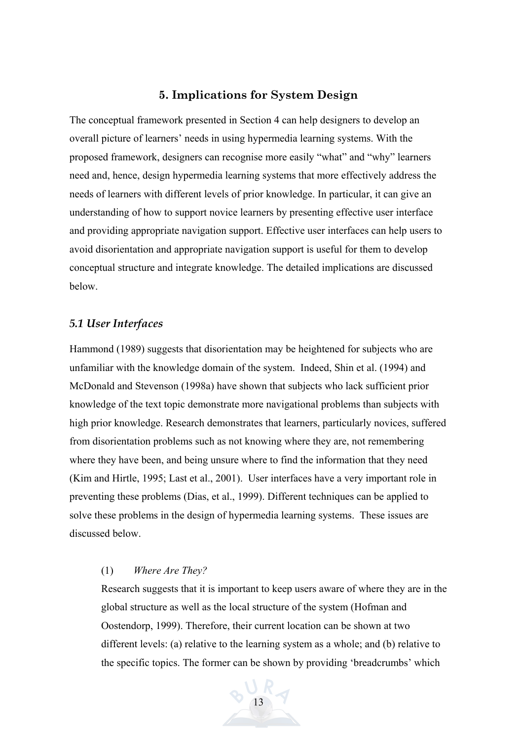## 5. Implications for System Design

The conceptual framework presented in Section 4 can help designers to develop an overall picture of learners' needs in using hypermedia learning systems. With the proposed framework, designers can recognise more easily "what" and "why" learners need and, hence, design hypermedia learning systems that more effectively address the needs of learners with different levels of prior knowledge. In particular, it can give an understanding of how to support novice learners by presenting effective user interface and providing appropriate navigation support. Effective user interfaces can help users to avoid disorientation and appropriate navigation support is useful for them to develop conceptual structure and integrate knowledge. The detailed implications are discussed below.

### *5.1 User Interfaces*

Hammond (1989) suggests that disorientation may be heightened for subjects who are unfamiliar with the knowledge domain of the system. Indeed, Shin et al. (1994) and McDonald and Stevenson (1998a) have shown that subjects who lack sufficient prior knowledge of the text topic demonstrate more navigational problems than subjects with high prior knowledge. Research demonstrates that learners, particularly novices, suffered from disorientation problems such as not knowing where they are, not remembering where they have been, and being unsure where to find the information that they need (Kim and Hirtle, 1995; Last et al., 2001). User interfaces have a very important role in preventing these problems (Dias, et al., 1999). Different techniques can be applied to solve these problems in the design of hypermedia learning systems. These issues are discussed below.

(1) *Where Are They?*

Research suggests that it is important to keep users aware of where they are in the global structure as well as the local structure of the system (Hofman and Oostendorp, 1999). Therefore, their current location can be shown at two different levels: (a) relative to the learning system as a whole; and (b) relative to the specific topics. The former can be shown by providing 'breadcrumbs' which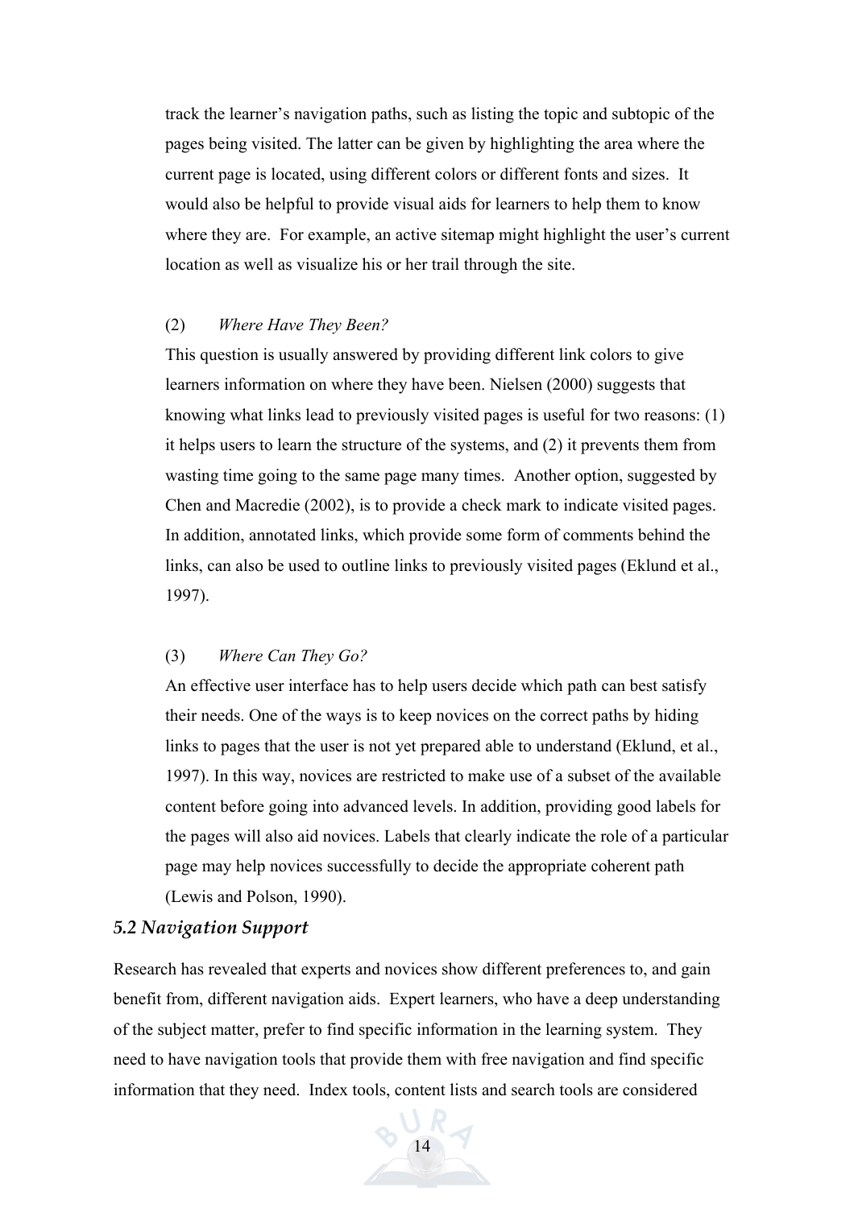track the learner's navigation paths, such as listing the topic and subtopic of the pages being visited. The latter can be given by highlighting the area where the current page is located, using different colors or different fonts and sizes. It would also be helpful to provide visual aids for learners to help them to know where they are. For example, an active sitemap might highlight the user's current location as well as visualize his or her trail through the site.

(2) *Where Have They Been?*

This question is usually answered by providing different link colors to give learners information on where they have been. Nielsen (2000) suggests that knowing what links lead to previously visited pages is useful for two reasons: (1) it helps users to learn the structure of the systems, and (2) it prevents them from wasting time going to the same page many times. Another option, suggested by Chen and Macredie (2002), is to provide a check mark to indicate visited pages. In addition, annotated links, which provide some form of comments behind the links, can also be used to outline links to previously visited pages (Eklund et al., 1997).

(3) *Where Can They Go?*

An effective user interface has to help users decide which path can best satisfy their needs. One of the ways is to keep novices on the correct paths by hiding links to pages that the user is not yet prepared able to understand (Eklund, et al., 1997). In this way, novices are restricted to make use of a subset of the available content before going into advanced levels. In addition, providing good labels for the pages will also aid novices. Labels that clearly indicate the role of a particular page may help novices successfully to decide the appropriate coherent path (Lewis and Polson, 1990).

### *5.2 Navigation Support*

Research has revealed that experts and novices show different preferences to, and gain benefit from, different navigation aids. Expert learners, who have a deep understanding of the subject matter, prefer to find specific information in the learning system. They need to have navigation tools that provide them with free navigation and find specific information that they need. Index tools, content lists and search tools are considered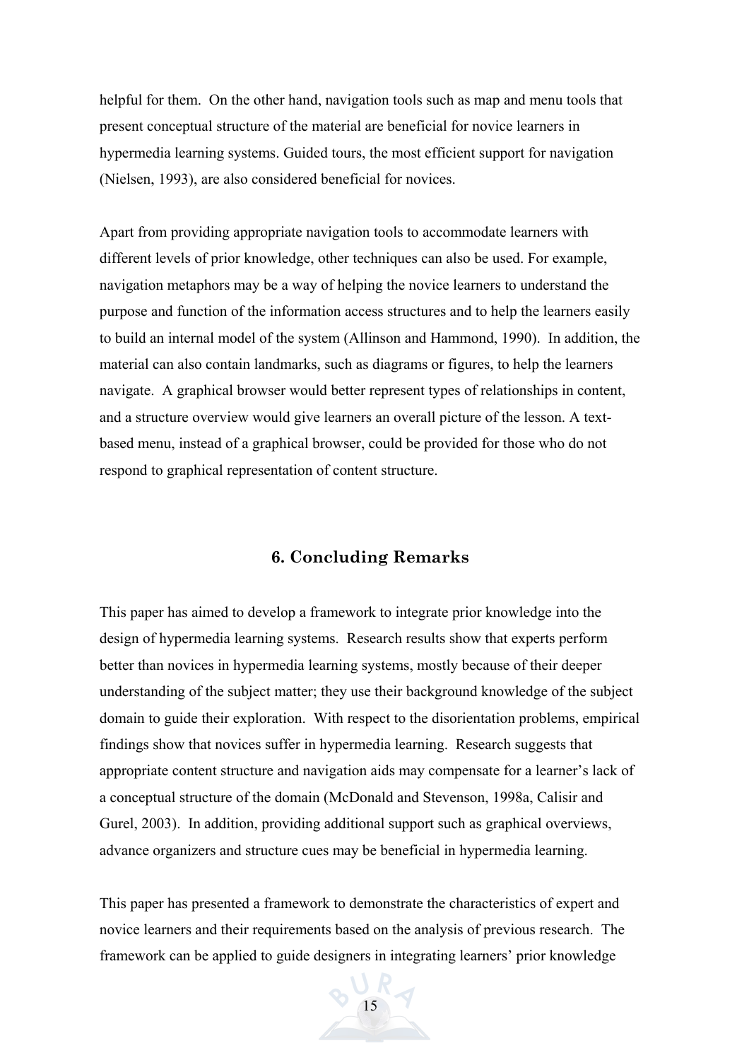helpful for them. On the other hand, navigation tools such as map and menu tools that present conceptual structure of the material are beneficial for novice learners in hypermedia learning systems. Guided tours, the most efficient support for navigation (Nielsen, 1993), are also considered beneficial for novices.

Apart from providing appropriate navigation tools to accommodate learners with different levels of prior knowledge, other techniques can also be used. For example, navigation metaphors may be a way of helping the novice learners to understand the purpose and function of the information access structures and to help the learners easily to build an internal model of the system (Allinson and Hammond, 1990). In addition, the material can also contain landmarks, such as diagrams or figures, to help the learners navigate. A graphical browser would better represent types of relationships in content, and a structure overview would give learners an overall picture of the lesson. A text-based menu, instead of a graphical browser, could be provided for those who do not respond to graphical representation of content structure.

## 6. Concluding Remarks

This paper has aimed to develop a framework to integrate prior knowledge into the design of hypermedia learning systems. Research results show that experts perform better than novices in hypermedia learning systems, mostly because of their deeper understanding of the subject matter; they use their background knowledge of the subject domain to guide their exploration. With respect to the disorientation problems, empirical findings show that novices suffer in hypermedia learning. Research suggests that appropriate content structure and navigation aids may compensate for a learner's lack of a conceptual structure of the domain (McDonald and Stevenson, 1998a, Calisir and Gurel, 2003). In addition, providing additional support such as graphical overviews, advance organizers and structure cues may be beneficial in hypermedia learning.

This paper has presented a framework to demonstrate the characteristics of expert and novice learners and their requirements based on the analysis of previous research. The framework can be applied to guide designers in integrating learners' prior knowledge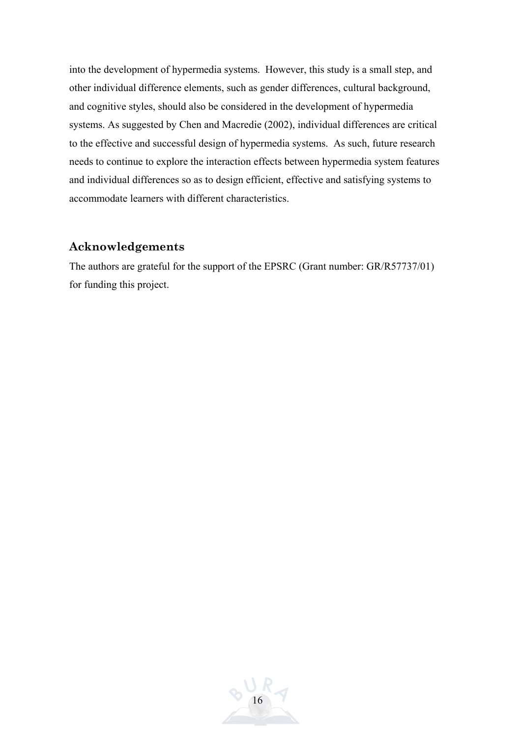into the development of hypermedia systems. However, this study is a small step, and other individual difference elements, such as gender differences, cultural background, and cognitive styles, should also be considered in the development of hypermedia systems. As suggested by Chen and Macredie (2002), individual differences are critical to the effective and successful design of hypermedia systems. As such, future research needs to continue to explore the interaction effects between hypermedia system features and individual differences so as to design efficient, effective and satisfying systems to accommodate learners with different characteristics.

## Acknowledgements

The authors are grateful for the support of the EPSRC (Grant number: GR/R57737/01) for funding this project.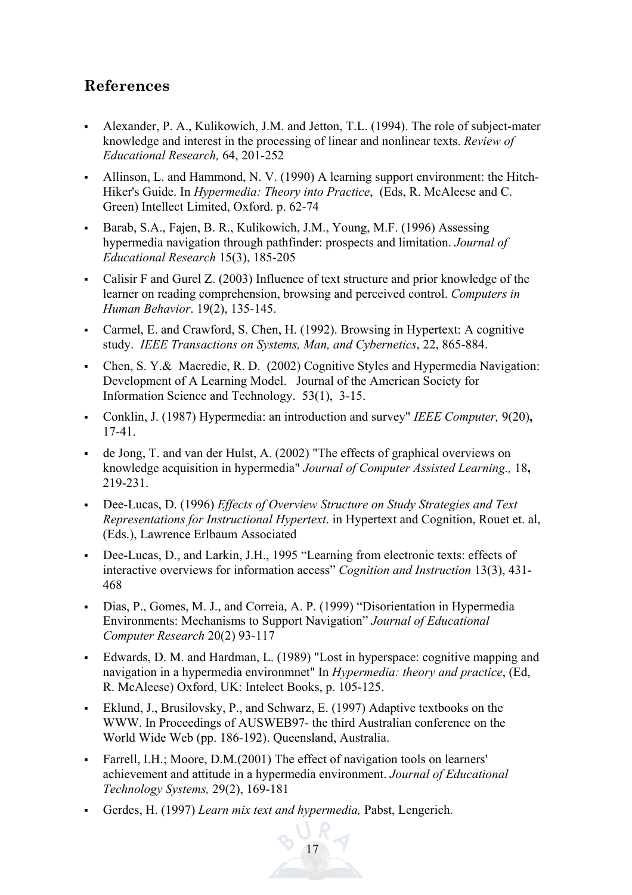## References

- Alexander, P. A., Kulikowich, J.M. and Jetton, T.L. (1994). The role of subject-mater knowledge and interest in the processing of linear and nonlinear texts. *Review of Educational Research,* 64, 201-252
- Allinson, L. and Hammond, N. V. (1990) A learning support environment: the Hitch-Hiker's Guide. In *Hypermedia: Theory into Practice*, (Eds, R. McAleese and C. Green) Intellect Limited, Oxford. p. 62-74
- Barab, S.A., Fajen, B. R., Kulikowich, J.M., Young, M.F. (1996) Assessing hypermedia navigation through pathfinder: prospects and limitation. *Journal of Educational Research* 15(3), 185-205
- Calisir F and Gurel Z. (2003) Influence of text structure and prior knowledge of the learner on reading comprehension, browsing and perceived control. *Computers in Human Behavior*. 19(2), 135-145.
- Carmel, E. and Crawford, S. Chen, H. (1992). Browsing in Hypertext: A cognitive study. *IEEE Transactions on Systems, Man, and Cybernetics*, 22, 865-884.
- Chen, S. Y.& Macredie, R. D. (2002) Cognitive Styles and Hypermedia Navigation: Development of A Learning Model. Journal of the American Society for Information Science and Technology. 53(1), 3-15.
- Conklin, J. (1987) Hypermedia: an introduction and survey" *IEEE Computer,* 9(20)**,** 17-41.
- de Jong, T. and van der Hulst, A. (2002) "The effects of graphical overviews on knowledge acquisition in hypermedia" *Journal of Computer Assisted Learning.,* 18**,** 219-231.
- Dee-Lucas, D. (1996) *Effects of Overview Structure on Study Strategies and Text Representations for Instructional Hypertext*. in Hypertext and Cognition, Rouet et. al, (Eds.), Lawrence Erlbaum Associated
- Dee-Lucas, D., and Larkin, J.H., 1995 "Learning from electronic texts: effects of interactive overviews for information access" *Cognition and Instruction* 13(3), 431-468
- Dias, P., Gomes, M. J., and Correia, A. P. (1999) "Disorientation in Hypermedia Environments: Mechanisms to Support Navigation" *Journal of Educational Computer Research* 20(2) 93-117
- Edwards, D. M. and Hardman, L. (1989) "Lost in hyperspace: cognitive mapping and navigation in a hypermedia environmnet" In *Hypermedia: theory and practice*, (Ed, R. McAleese) Oxford, UK: Intelect Books, p. 105-125.
- Eklund, J., Brusilovsky, P., and Schwarz, E. (1997) Adaptive textbooks on the WWW. In Proceedings of AUSWEB97- the third Australian conference on the World Wide Web (pp. 186-192). Queensland, Australia.
- Farrell, I.H.; Moore, D.M.(2001) The effect of navigation tools on learners' achievement and attitude in a hypermedia environment. *Journal of Educational Technology Systems,* 29(2), 169-181
- Gerdes, H. (1997) *Learn mix text and hypermedia,* Pabst, Lengerich.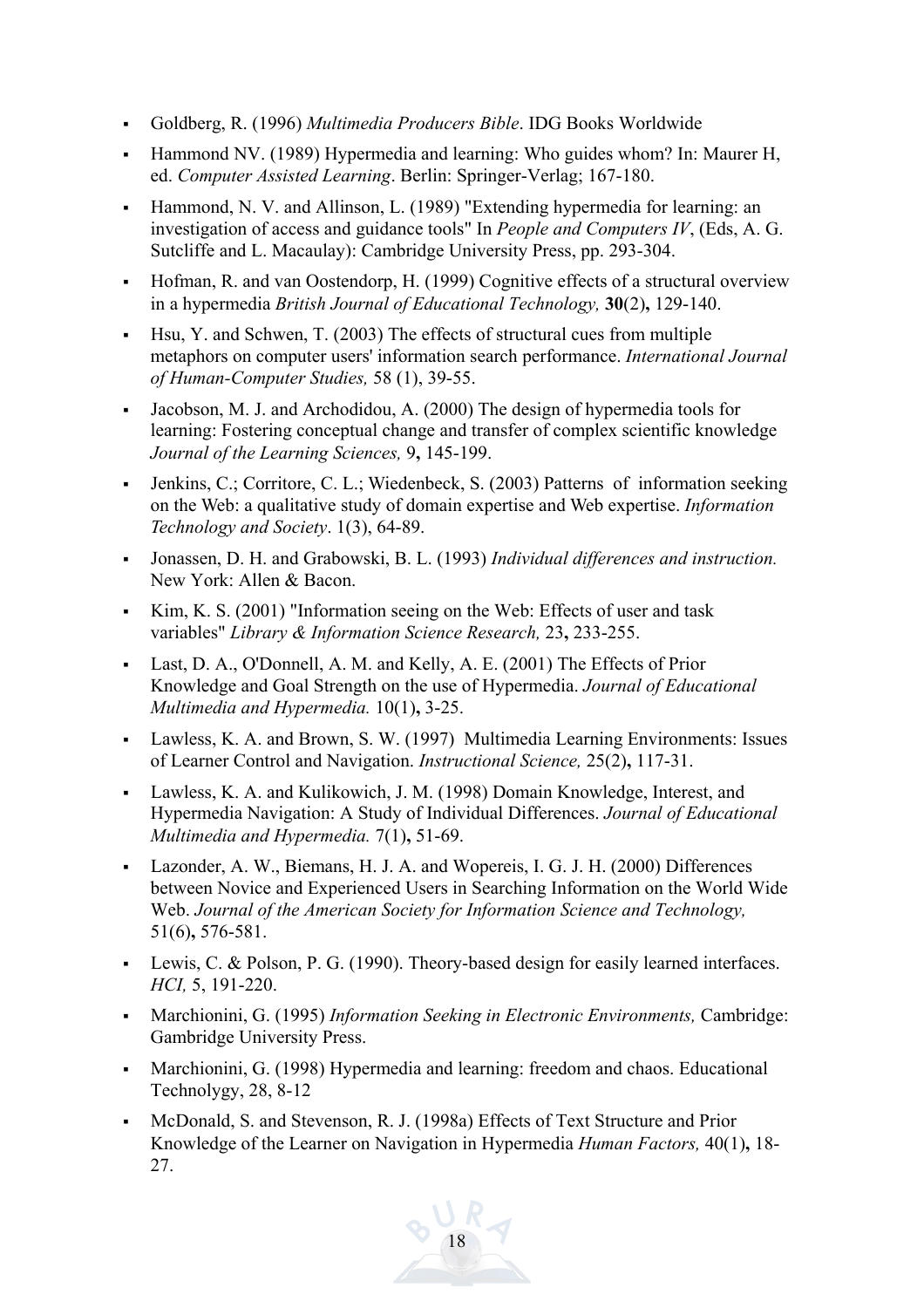- Goldberg, R. (1996) *Multimedia Producers Bible*. IDG Books Worldwide
- Hammond NV. (1989) Hypermedia and learning: Who guides whom? In: Maurer H, ed. *Computer Assisted Learning*. Berlin: Springer-Verlag; 167-180.
- Hammond, N. V. and Allinson, L. (1989) "Extending hypermedia for learning: an investigation of access and guidance tools" In *People and Computers IV*, (Eds, A. G. Sutcliffe and L. Macaulay): Cambridge University Press, pp. 293-304.
- Hofman, R. and van Oostendorp, H. (1999) Cognitive effects of a structural overview in a hypermedia *British Journal of Educational Technology,* **30**(2)**,** 129-140.
- Hsu, Y. and Schwen, T. (2003) The effects of structural cues from multiple metaphors on computer users' information search performance. *International Journal of Human-Computer Studies,* 58 (1), 39-55.
- Jacobson, M. J. and Archodidou, A. (2000) The design of hypermedia tools for learning: Fostering conceptual change and transfer of complex scientific knowledge *Journal of the Learning Sciences,* 9**,** 145-199.
- Jenkins, C.; Corritore, C. L.; Wiedenbeck, S. (2003) Patterns of information seeking on the Web: a qualitative study of domain expertise and Web expertise. *Information Technology and Society*. 1(3), 64-89.
- Jonassen, D. H. and Grabowski, B. L. (1993) *Individual differences and instruction.* New York: Allen & Bacon.
- Kim, K. S. (2001) "Information seeing on the Web: Effects of user and task variables" *Library & Information Science Research,* 23**,** 233-255.
- Last, D. A., O'Donnell, A. M. and Kelly, A. E. (2001) The Effects of Prior Knowledge and Goal Strength on the use of Hypermedia. *Journal of Educational Multimedia and Hypermedia.* 10(1)**,** 3-25.
- Lawless, K. A. and Brown, S. W. (1997) Multimedia Learning Environments: Issues of Learner Control and Navigation. *Instructional Science,* 25(2)**,** 117-31.
- Lawless, K. A. and Kulikowich, J. M. (1998) Domain Knowledge, Interest, and Hypermedia Navigation: A Study of Individual Differences. *Journal of Educational Multimedia and Hypermedia.* 7(1)**,** 51-69.
- Lazonder, A. W., Biemans, H. J. A. and Wopereis, I. G. J. H. (2000) Differences between Novice and Experienced Users in Searching Information on the World Wide Web. *Journal of the American Society for Information Science and Technology,* 51(6)**,** 576-581.
- Lewis, C. & Polson, P. G. (1990). Theory-based design for easily learned interfaces. *HCI,* 5, 191-220.
- Marchionini, G. (1995) *Information Seeking in Electronic Environments,* Cambridge: Gambridge University Press.
- Marchionini, G. (1998) Hypermedia and learning: freedom and chaos. Educational Technolygy, 28, 8-12
- McDonald, S. and Stevenson, R. J. (1998a) Effects of Text Structure and Prior Knowledge of the Learner on Navigation in Hypermedia *Human Factors,* 40(1)**,** 18-27.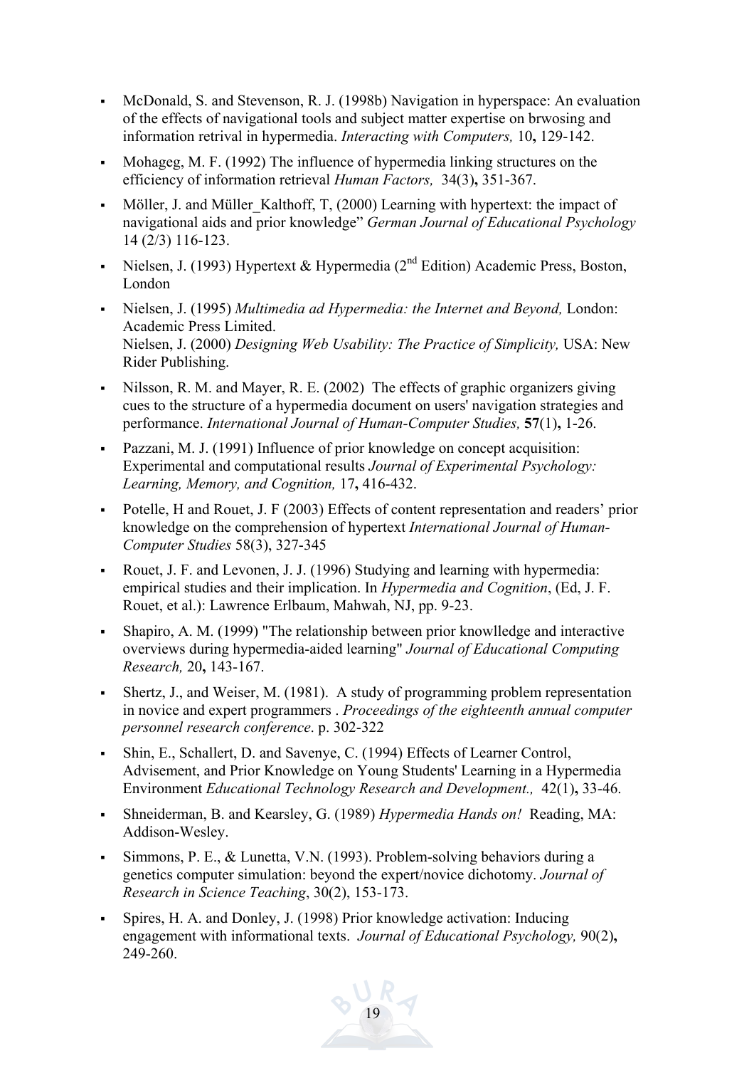- McDonald, S. and Stevenson, R. J. (1998b) Navigation in hyperspace: An evaluation of the effects of navigational tools and subject matter expertise on brwosing and information retrival in hypermedia. *Interacting with Computers,* 10**,** 129-142.
- Mohageg, M. F. (1992) The influence of hypermedia linking structures on the efficiency of information retrieval *Human Factors,* 34(3)**,** 351-367.
- Möller, J. and Müller_Kalthoff, T, (2000) Learning with hypertext: the impact of navigational aids and prior knowledge" *German Journal of Educational Psychology* 14 (2/3) 116-123.
- Nielsen, J. (1993) Hypertext & Hypermedia (2nd Edition) Academic Press, Boston, London
- Nielsen, J. (1995) *Multimedia ad Hypermedia: the Internet and Beyond,* London: Academic Press Limited.
  Nielsen, J. (2000) *Designing Web Usability: The Practice of Simplicity,* USA: New Rider Publishing.
- Nilsson, R. M. and Mayer, R. E. (2002) The effects of graphic organizers giving cues to the structure of a hypermedia document on users' navigation strategies and performance. *International Journal of Human-Computer Studies,* **57**(1)**,** 1-26.
- Pazzani, M. J. (1991) Influence of prior knowledge on concept acquisition: Experimental and computational results *Journal of Experimental Psychology: Learning, Memory, and Cognition,* 17**,** 416-432.
- Potelle, H and Rouet, J. F (2003) Effects of content representation and readers' prior knowledge on the comprehension of hypertext *International Journal of Human-Computer Studies* 58(3), 327-345
- Rouet, J. F. and Levonen, J. J. (1996) Studying and learning with hypermedia: empirical studies and their implication. In *Hypermedia and Cognition*, (Ed, J. F. Rouet, et al.): Lawrence Erlbaum, Mahwah, NJ, pp. 9-23.
- Shapiro, A. M. (1999) "The relationship between prior knowlledge and interactive overviews during hypermedia-aided learning" *Journal of Educational Computing Research,* 20**,** 143-167.
- Shertz, J., and Weiser, M. (1981). A study of programming problem representation in novice and expert programmers . *Proceedings of the eighteenth annual computer personnel research conference*. p. 302-322
- Shin, E., Schallert, D. and Savenye, C. (1994) Effects of Learner Control, Advisement, and Prior Knowledge on Young Students' Learning in a Hypermedia Environment *Educational Technology Research and Development.,* 42(1)**,** 33-46.
- Shneiderman, B. and Kearsley, G. (1989) *Hypermedia Hands on!* Reading, MA: Addison-Wesley.
- Simmons, P. E., & Lunetta, V.N. (1993). Problem-solving behaviors during a genetics computer simulation: beyond the expert/novice dichotomy. *Journal of Research in Science Teaching*, 30(2), 153-173.
- Spires, H. A. and Donley, J. (1998) Prior knowledge activation: Inducing engagement with informational texts. *Journal of Educational Psychology,* 90(2)**,** 249-260.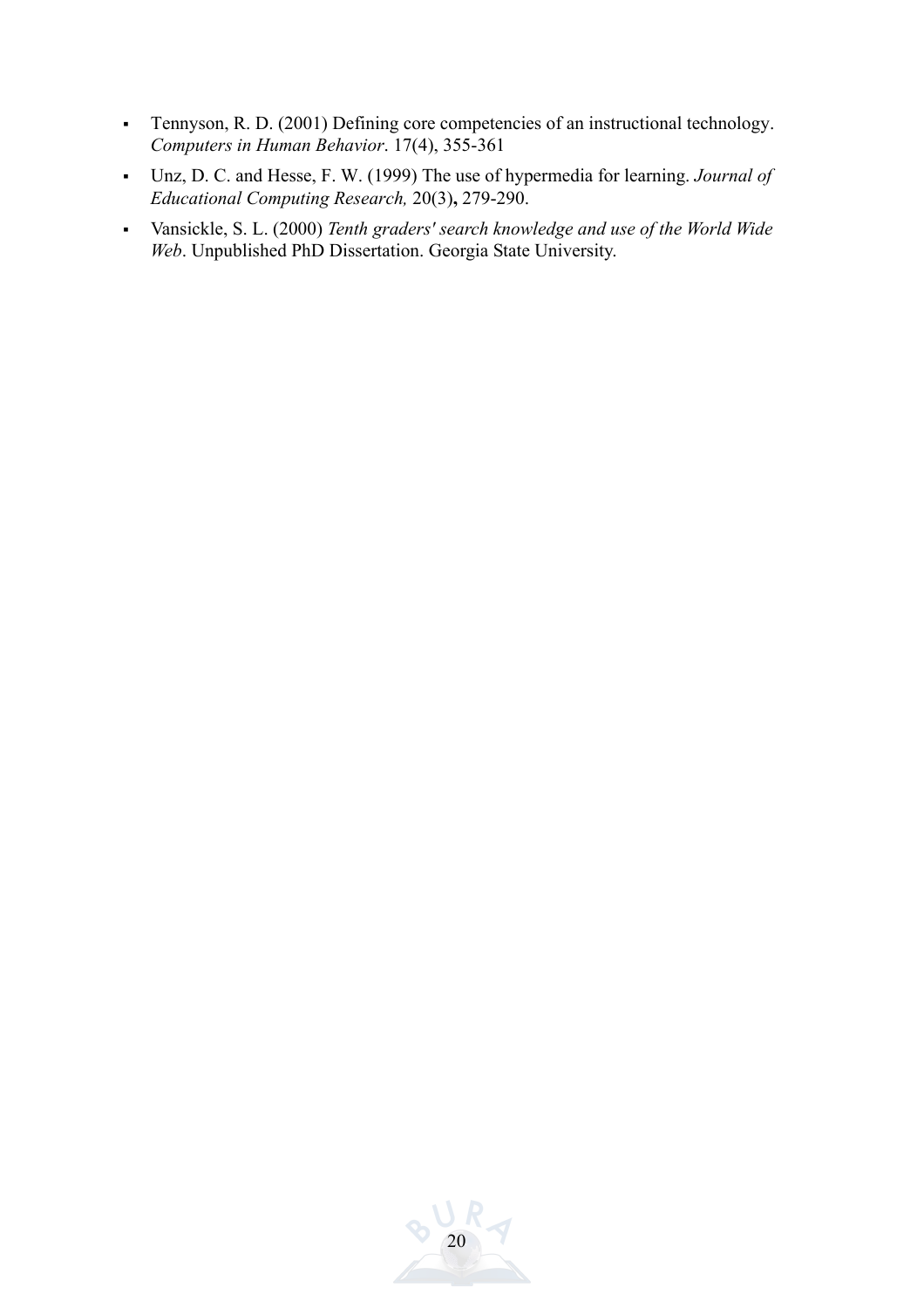- Tennyson, R. D. (2001) Defining core competencies of an instructional technology. *Computers in Human Behavior*. 17(4), 355-361
- Unz, D. C. and Hesse, F. W. (1999) The use of hypermedia for learning. *Journal of Educational Computing Research,* 20(3)**,** 279-290.
- Vansickle, S. L. (2000) *Tenth graders' search knowledge and use of the World Wide Web*. Unpublished PhD Dissertation. Georgia State University.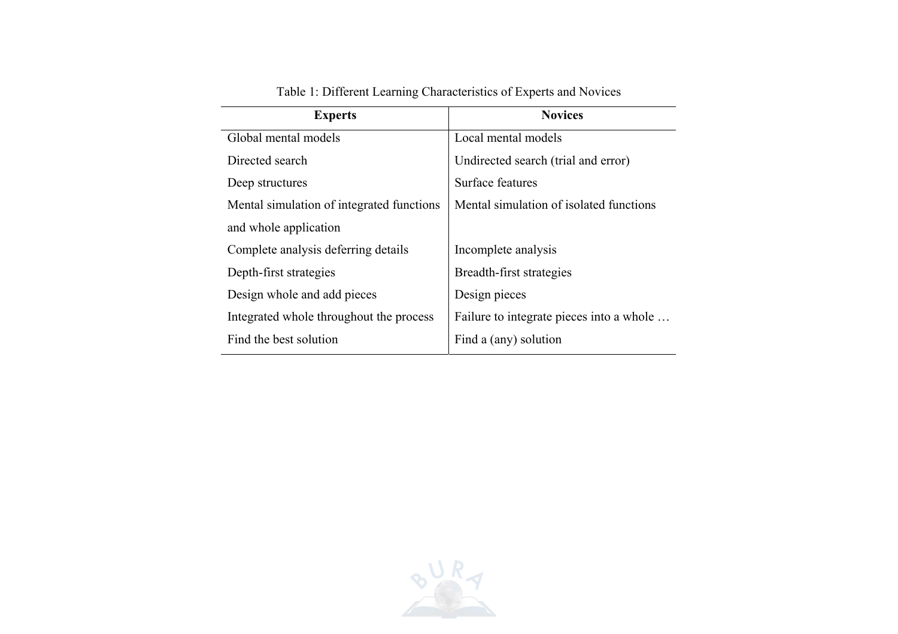Table 1: Different Learning Characteristics of Experts and Novices

| Experts | Novices |
| --- | --- |
| Global mental models | Local mental models |
| Directed search | Undirected search (trial and error) |
| Deep structures | Surface features |
| Mental simulation of integrated functions and whole application | Mental simulation of isolated functions |
| Complete analysis deferring details | Incomplete analysis |
| Depth-first strategies | Breadth-first strategies |
| Design whole and add pieces | Design pieces |
| Integrated whole throughout the process | Failure to integrate pieces into a whole … |
| Find the best solution | Find a (any) solution |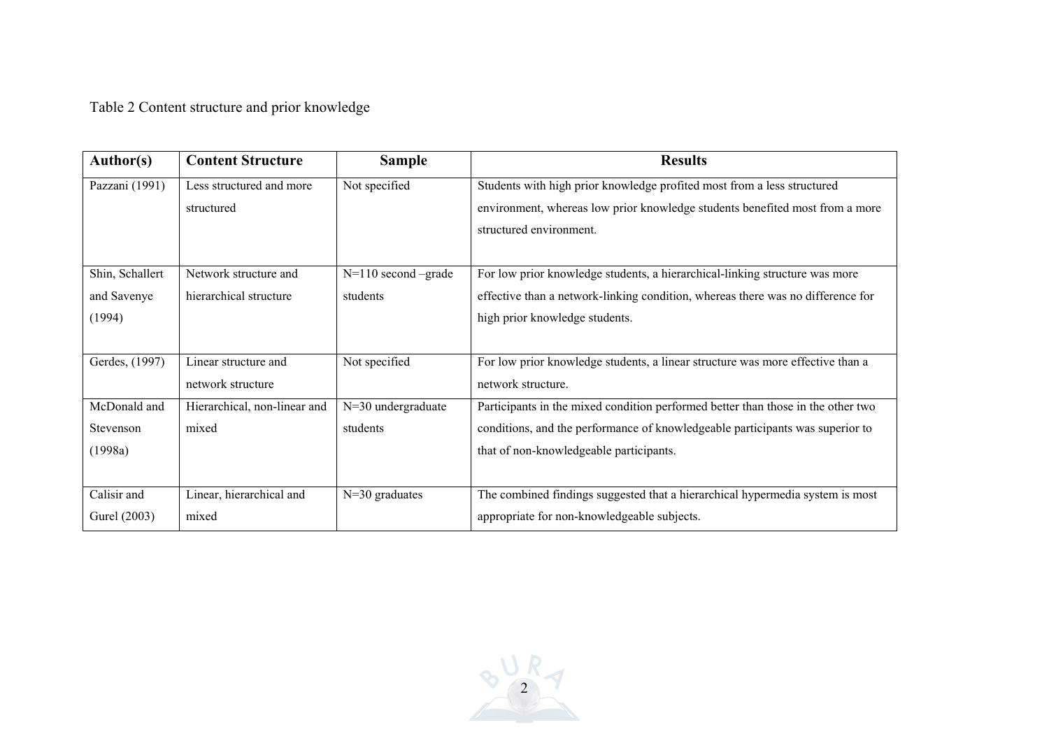Table 2 Content structure and prior knowledge

| Author(s) | Content Structure | Sample | Results |
| --- | --- | --- | --- |
| Pazzani (1991) | Less structured and more structured | Not specified | Students with high prior knowledge profited most from a less structured environment, whereas low prior knowledge students benefited most from a more structured environment. |
| Shin, Schallert and Savenye (1994) | Network structure and hierarchical structure | N=110 second –grade students | For low prior knowledge students, a hierarchical-linking structure was more effective than a network-linking condition, whereas there was no difference for high prior knowledge students. |
| Gerdes, (1997) | Linear structure and network structure | Not specified | For low prior knowledge students, a linear structure was more effective than a network structure. |
| McDonald and Stevenson (1998a) | Hierarchical, non-linear and mixed | N=30 undergraduate students | Participants in the mixed condition performed better than those in the other two conditions, and the performance of knowledgeable participants was superior to that of non-knowledgeable participants. |
| Calisir and Gurel (2003) | Linear, hierarchical and mixed | N=30 graduates | The combined findings suggested that a hierarchical hypermedia system is most appropriate for non-knowledgeable subjects. |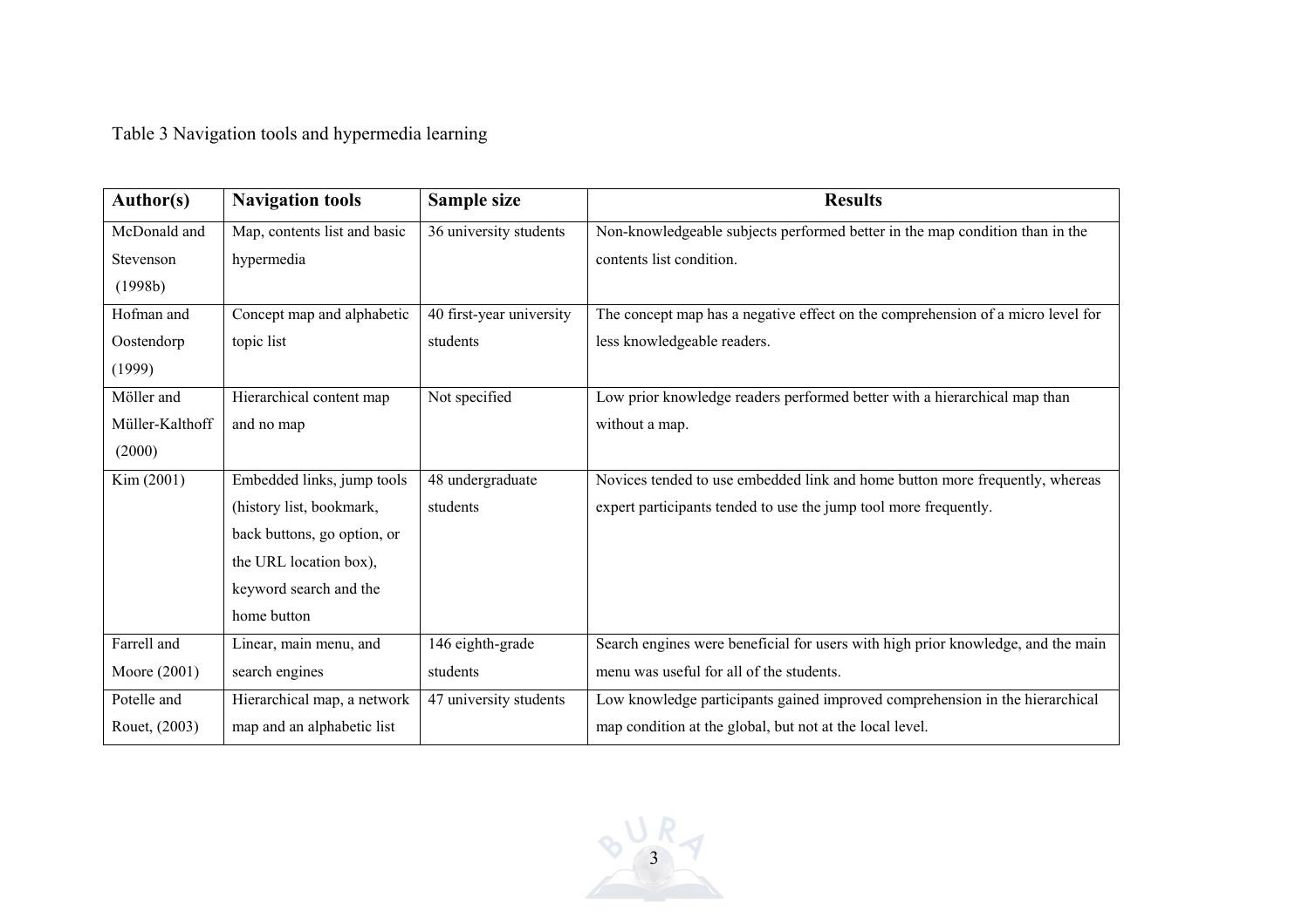Table 3 Navigation tools and hypermedia learning

| Author(s) | Navigation tools | Sample size | Results |
|---|---|---|---|
| McDonald and Stevenson (1998b) | Map, contents list and basic hypermedia | 36 university students | Non-knowledgeable subjects performed better in the map condition than in the contents list condition. |
| Hofman and Oostendorp (1999) | Concept map and alphabetic topic list | 40 first-year university students | The concept map has a negative effect on the comprehension of a micro level for less knowledgeable readers. |
| Möller and Müller-Kalthoff (2000) | Hierarchical content map and no map | Not specified | Low prior knowledge readers performed better with a hierarchical map than without a map. |
| Kim (2001) | Embedded links, jump tools (history list, bookmark, back buttons, go option, or the URL location box), keyword search and the home button | 48 undergraduate students | Novices tended to use embedded link and home button more frequently, whereas expert participants tended to use the jump tool more frequently. |
| Farrell and Moore (2001) | Linear, main menu, and search engines | 146 eighth-grade students | Search engines were beneficial for users with high prior knowledge, and the main menu was useful for all of the students. |
| Potelle and Rouet, (2003) | Hierarchical map, a network map and an alphabetic list | 47 university students | Low knowledge participants gained improved comprehension in the hierarchical map condition at the global, but not at the local level. |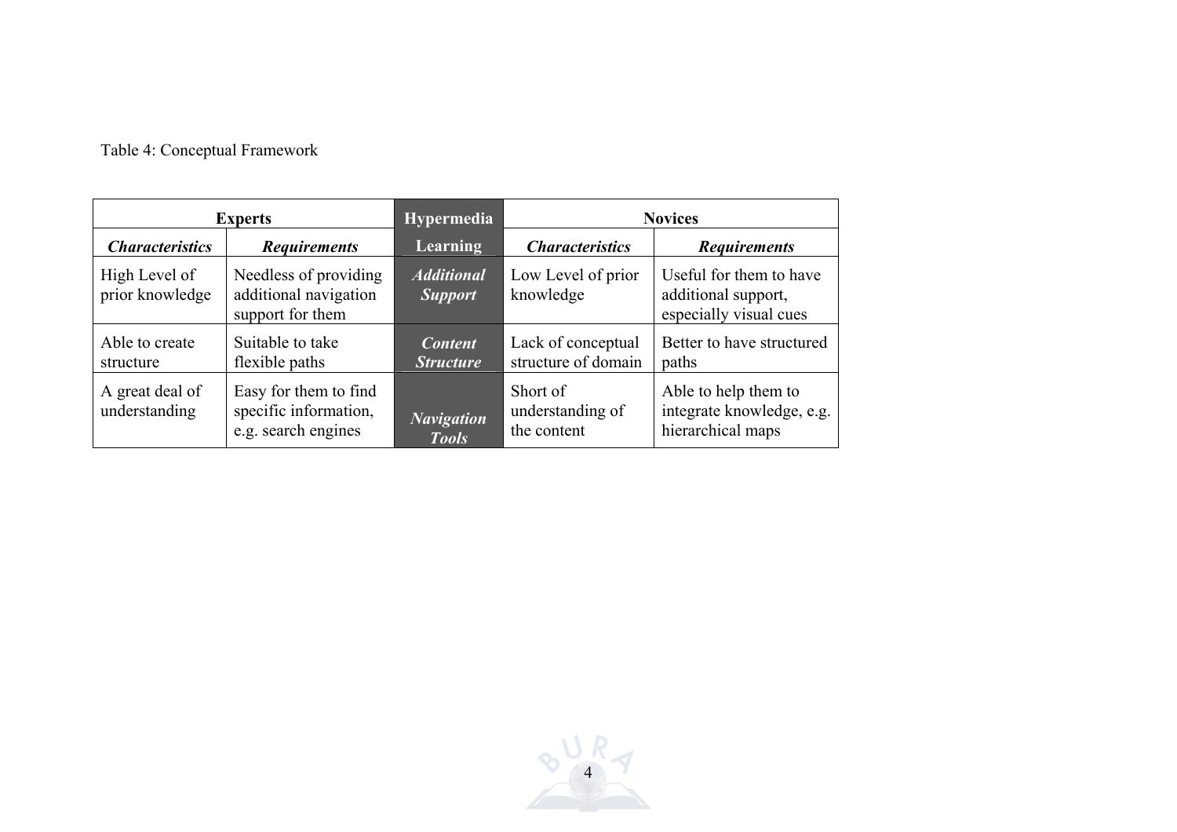Table 4: Conceptual Framework

| **Experts** | | **Hypermedia** | **Novices** | |
|---|---|---|---|---|
| ***Characteristics*** | ***Requirements*** | **Learning** | ***Characteristics*** | ***Requirements*** |
| High Level of prior knowledge | Needless of providing additional navigation support for them | ***Additional Support*** | Low Level of prior knowledge | Useful for them to have additional support, especially visual cues |
| Able to create structure | Suitable to take flexible paths | ***Content Structure*** | Lack of conceptual structure of domain | Better to have structured paths |
| A great deal of understanding | Easy for them to find specific information, e.g. search engines | ***Navigation Tools*** | Short of understanding of the content | Able to help them to integrate knowledge, e.g. hierarchical maps |